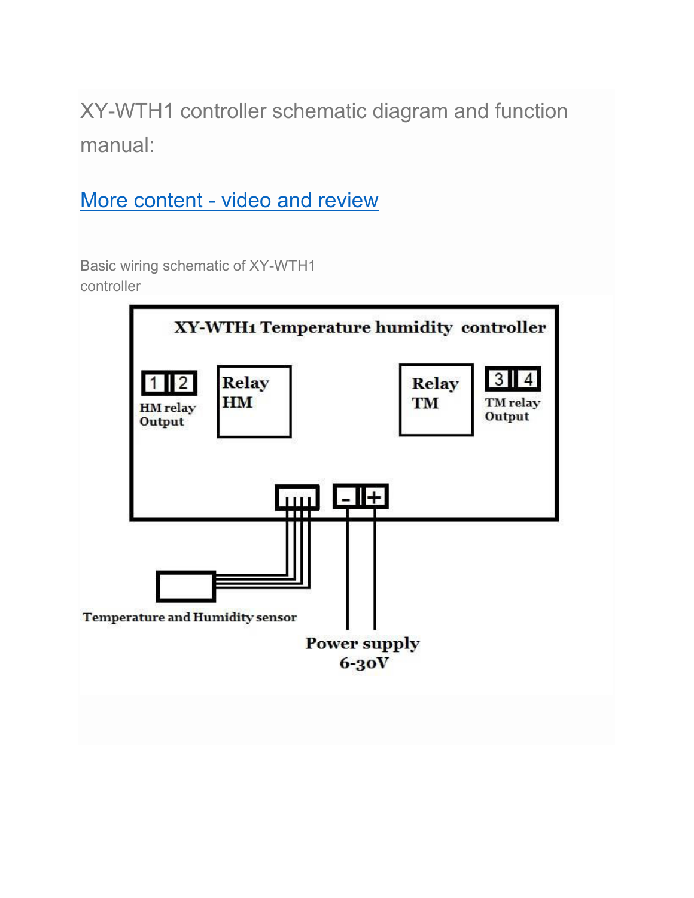XY-WTH1 controller schematic diagram and function manual:

[More content - video and review]

Basic wiring schematic of XY-WTH1 controller

XY-WTH1 Temperature humidity controller

1 2
HM relay Output

Relay HM

Relay TM

3 4
TM relay Output

Temperature and Humidity sensor

\- +

Power supply 6-30V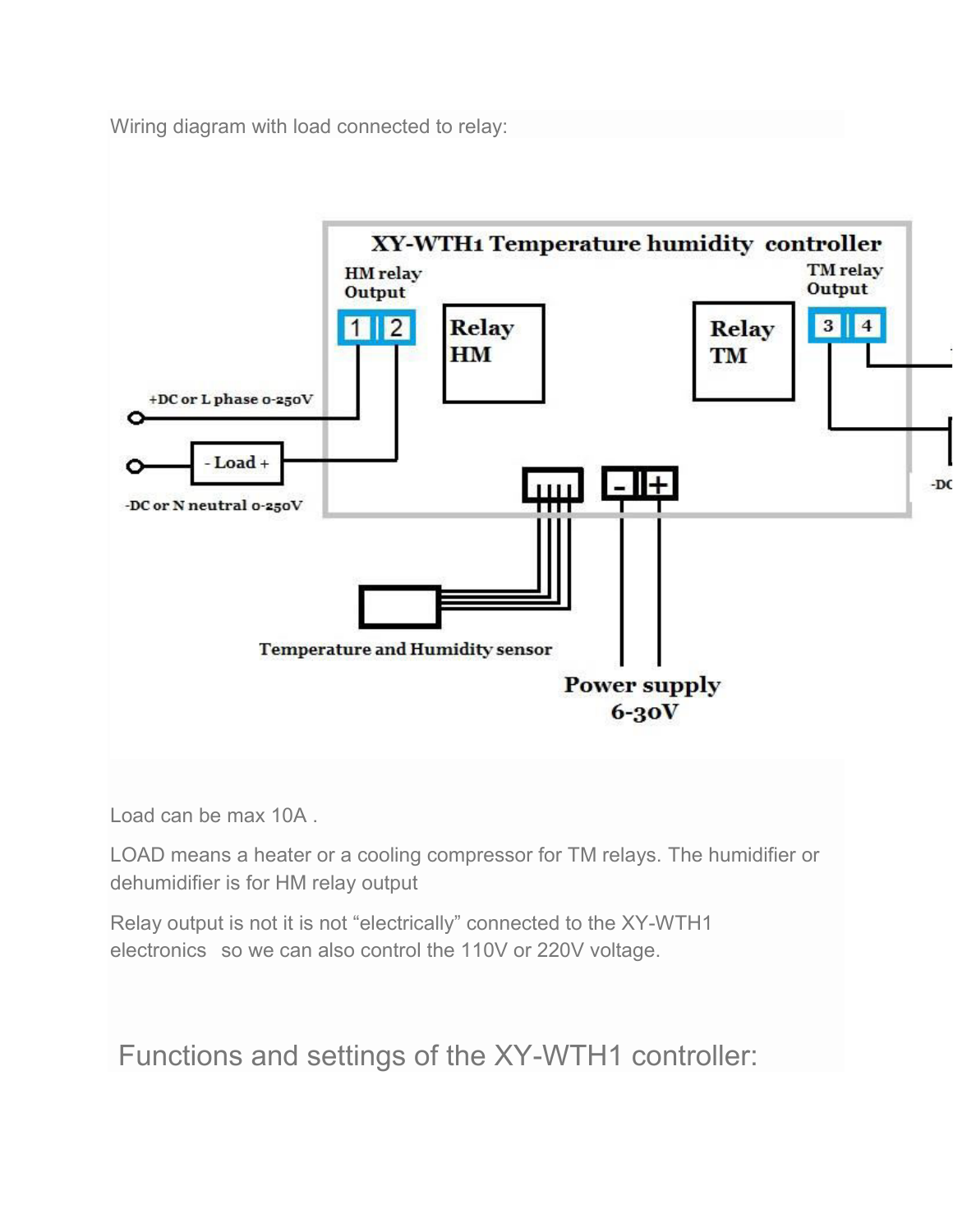Wiring diagram with load connected to relay:

Load can be max 10A .

LOAD means a heater or a cooling compressor for TM relays. The humidifier or dehumidifier is for HM relay output

Relay output is not it is not “electrically” connected to the XY-WTH1 electronics so we can also control the 110V or 220V voltage.

## Functions and settings of the XY-WTH1 controller: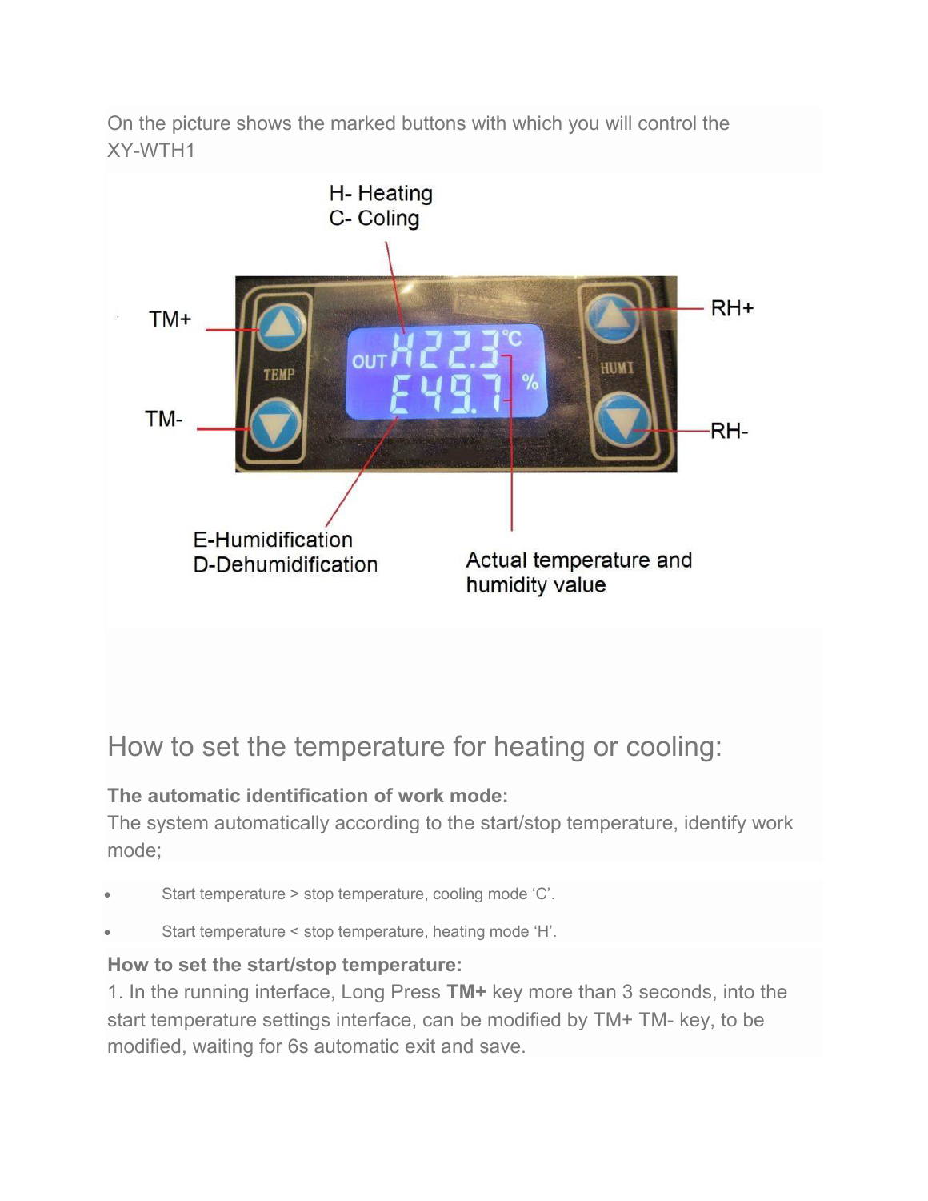On the picture shows the marked buttons with which you will control the XY-WTH1

H- Heating
C- Coling

TM+

TM-

RH+

RH-

E-Humidification
D-Dehumidification

Actual temperature and humidity value

## How to set the temperature for heating or cooling:

**The automatic identification of work mode:**
The system automatically according to the start/stop temperature, identify work mode;

- Start temperature > stop temperature, cooling mode ‘C’.
- Start temperature < stop temperature, heating mode ‘H’.

**How to set the start/stop temperature:**
1. In the running interface, Long Press **TM+** key more than 3 seconds, into the start temperature settings interface, can be modified by TM+ TM- key, to be modified, waiting for 6s automatic exit and save.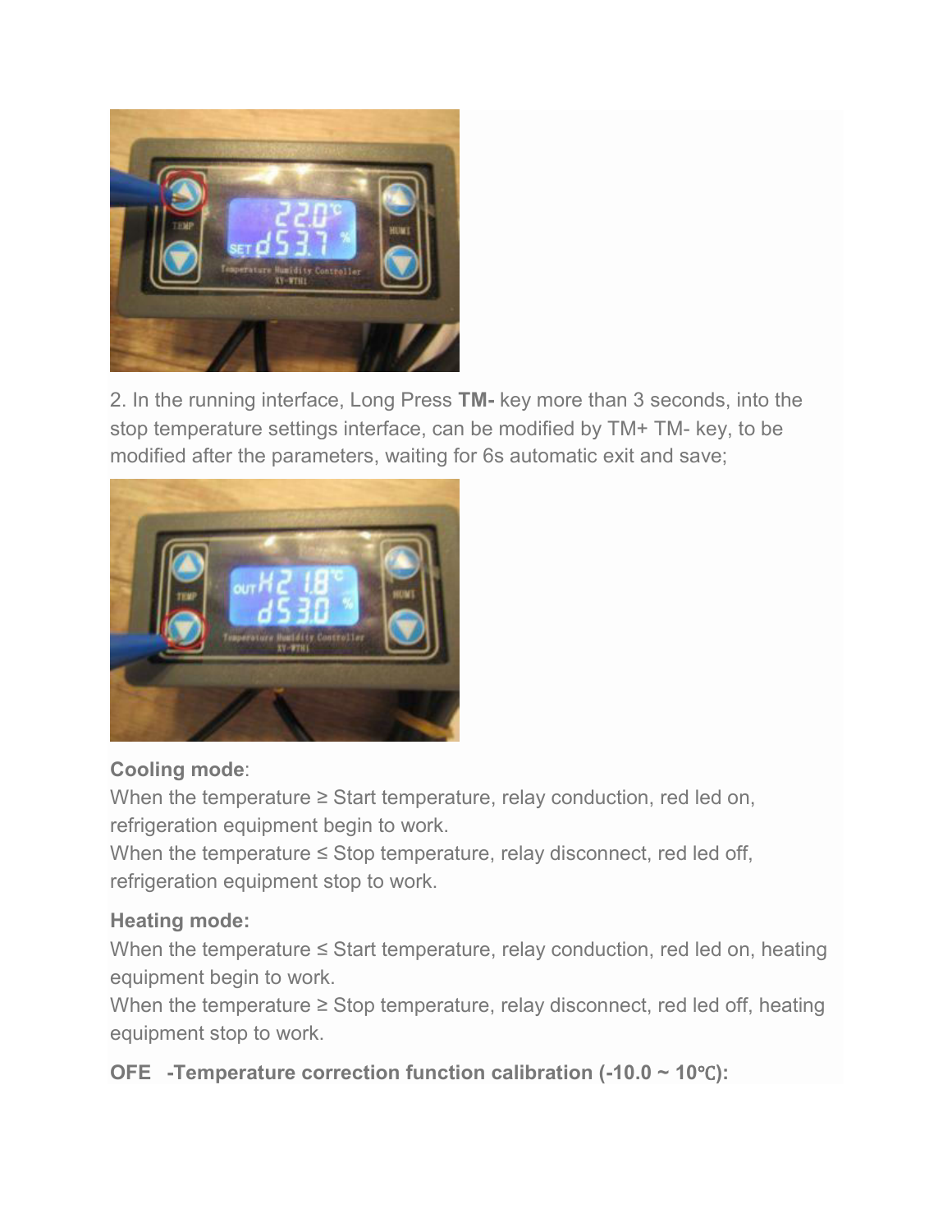2. In the running interface, Long Press **TM-** key more than 3 seconds, into the stop temperature settings interface, can be modified by TM+ TM- key, to be modified after the parameters, waiting for 6s automatic exit and save;

**Cooling mode**:
When the temperature ≥ Start temperature, relay conduction, red led on, refrigeration equipment begin to work.
When the temperature ≤ Stop temperature, relay disconnect, red led off, refrigeration equipment stop to work.

**Heating mode:**
When the temperature ≤ Start temperature, relay conduction, red led on, heating equipment begin to work.
When the temperature ≥ Stop temperature, relay disconnect, red led off, heating equipment stop to work.

**OFE -Temperature correction function calibration (-10.0 ~ 10℃):**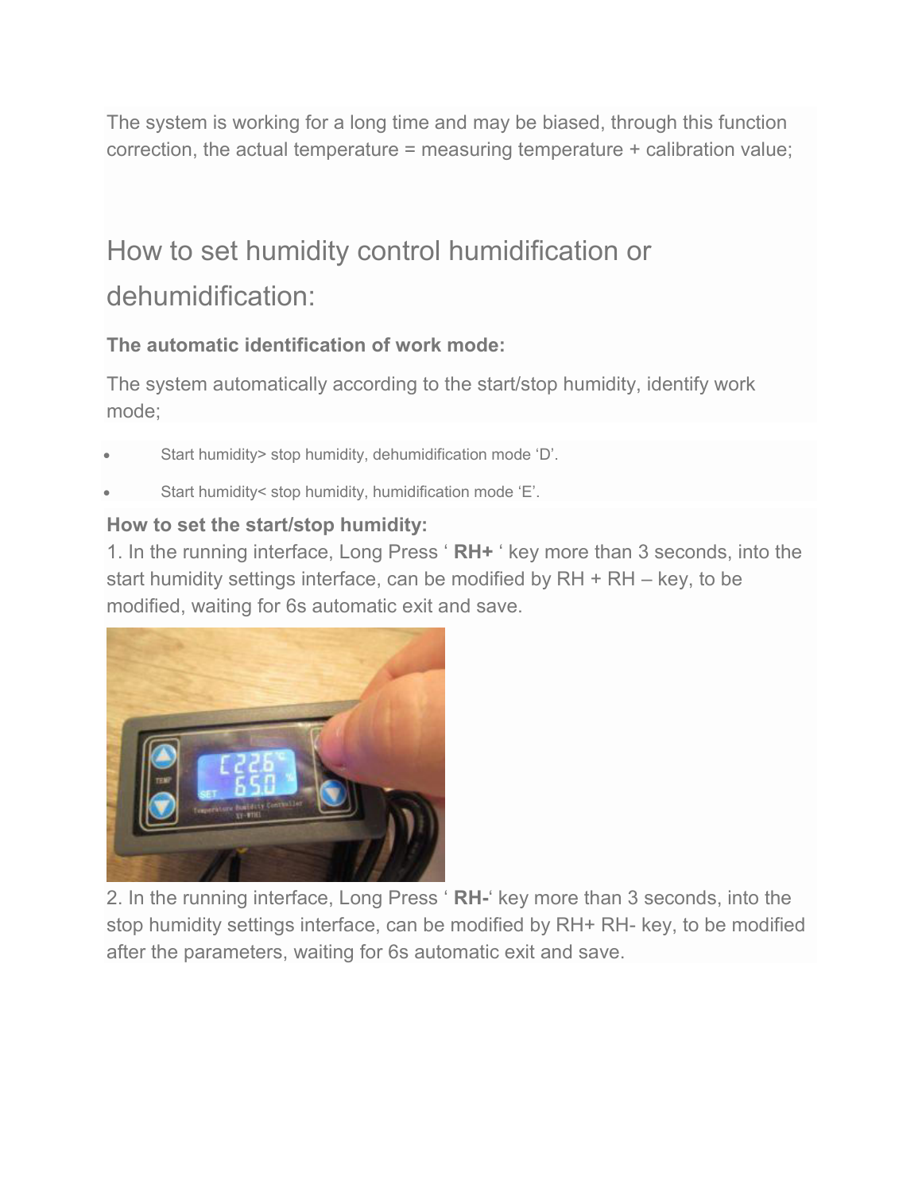The system is working for a long time and may be biased, through this function correction, the actual temperature = measuring temperature + calibration value;

## How to set humidity control humidification or dehumidification:

### The automatic identification of work mode:

The system automatically according to the start/stop humidity, identify work mode;

- Start humidity> stop humidity, dehumidification mode 'D'.
- Start humidity< stop humidity, humidification mode 'E'.

### How to set the start/stop humidity:

1. In the running interface, Long Press ' **RH+** ' key more than 3 seconds, into the start humidity settings interface, can be modified by RH + RH – key, to be modified, waiting for 6s automatic exit and save.

2. In the running interface, Long Press ' **RH-**' key more than 3 seconds, into the stop humidity settings interface, can be modified by RH+ RH- key, to be modified after the parameters, waiting for 6s automatic exit and save.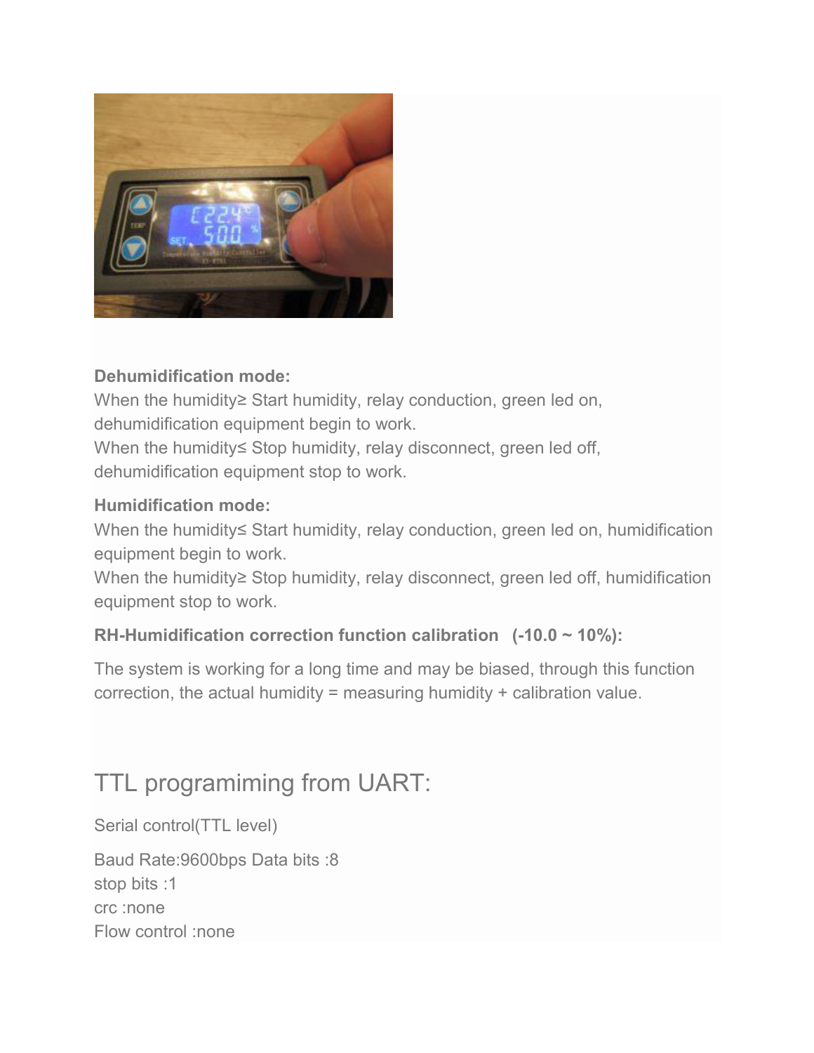**Dehumidification mode:**
When the humidity≥ Start humidity, relay conduction, green led on, dehumidification equipment begin to work.
When the humidity≤ Stop humidity, relay disconnect, green led off, dehumidification equipment stop to work.

**Humidification mode:**
When the humidity≤ Start humidity, relay conduction, green led on, humidification equipment begin to work.
When the humidity≥ Stop humidity, relay disconnect, green led off, humidification equipment stop to work.

**RH-Humidification correction function calibration (-10.0 ~ 10%):**

The system is working for a long time and may be biased, through this function correction, the actual humidity = measuring humidity + calibration value.

# TTL programiming from UART:

Serial control(TTL level)

Baud Rate:9600bps Data bits :8
stop bits :1
crc :none
Flow control :none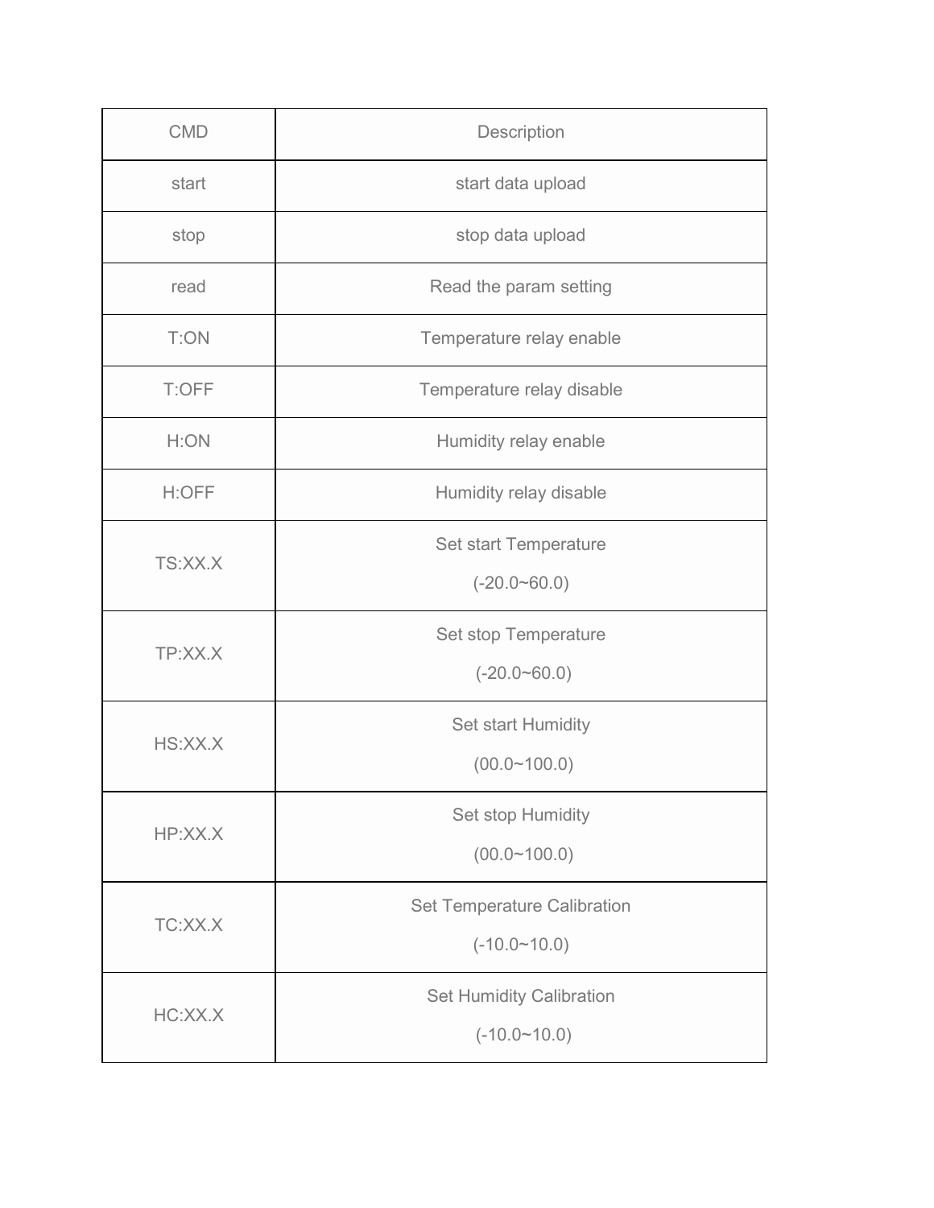| CMD | Description |
| --- | --- |
| start | start data upload |
| stop | stop data upload |
| read | Read the param setting |
| T:ON | Temperature relay enable |
| T:OFF | Temperature relay disable |
| H:ON | Humidity relay enable |
| H:OFF | Humidity relay disable |
| TS:XX.X | Set start Temperature (-20.0~60.0) |
| TP:XX.X | Set stop Temperature (-20.0~60.0) |
| HS:XX.X | Set start Humidity (00.0~100.0) |
| HP:XX.X | Set stop Humidity (00.0~100.0) |
| TC:XX.X | Set Temperature Calibration (-10.0~10.0) |
| HC:XX.X | Set Humidity Calibration (-10.0~10.0) |